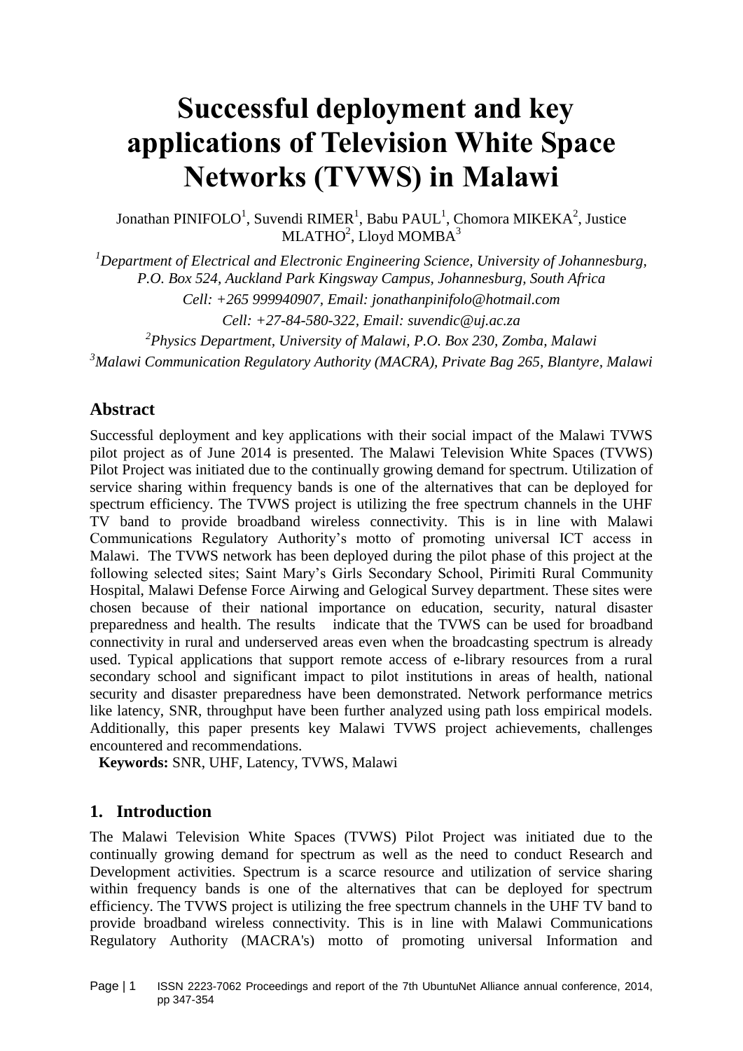# Successful deployment and key applications of Television White Space Networks (TVWS) in Malawi

Jonathan PINIFOLO[1], Suvendi RIMER[1], Babu PAUL[1], Chomora MIKEKA[2], Justice MLATHO[2], Lloyd MOMBA[3]

[1]*Department of Electrical and Electronic Engineering Science, University of Johannesburg, P.O. Box 524, Auckland Park Kingsway Campus, Johannesburg, South Africa*

*Cell: +265 999940907, Email: jonathanpinifolo@hotmail.com*

*Cell: +27-84-580-322, Email: suvendic@uj.ac.za*

[2]*Physics Department, University of Malawi, P.O. Box 230, Zomba, Malawi*

[3]*Malawi Communication Regulatory Authority (MACRA), Private Bag 265, Blantyre, Malawi*

## Abstract

Successful deployment and key applications with their social impact of the Malawi TVWS pilot project as of June 2014 is presented. The Malawi Television White Spaces (TVWS) Pilot Project was initiated due to the continually growing demand for spectrum. Utilization of service sharing within frequency bands is one of the alternatives that can be deployed for spectrum efficiency. The TVWS project is utilizing the free spectrum channels in the UHF TV band to provide broadband wireless connectivity. This is in line with Malawi Communications Regulatory Authority's motto of promoting universal ICT access in Malawi. The TVWS network has been deployed during the pilot phase of this project at the following selected sites; Saint Mary's Girls Secondary School, Pirimiti Rural Community Hospital, Malawi Defense Force Airwing and Gelogical Survey department. These sites were chosen because of their national importance on education, security, natural disaster preparedness and health. The results indicate that the TVWS can be used for broadband connectivity in rural and underserved areas even when the broadcasting spectrum is already used. Typical applications that support remote access of e-library resources from a rural secondary school and significant impact to pilot institutions in areas of health, national security and disaster preparedness have been demonstrated. Network performance metrics like latency, SNR, throughput have been further analyzed using path loss empirical models. Additionally, this paper presents key Malawi TVWS project achievements, challenges encountered and recommendations.

**Keywords:** SNR, UHF, Latency, TVWS, Malawi

## 1. Introduction

The Malawi Television White Spaces (TVWS) Pilot Project was initiated due to the continually growing demand for spectrum as well as the need to conduct Research and Development activities. Spectrum is a scarce resource and utilization of service sharing within frequency bands is one of the alternatives that can be deployed for spectrum efficiency. The TVWS project is utilizing the free spectrum channels in the UHF TV band to provide broadband wireless connectivity. This is in line with Malawi Communications Regulatory Authority (MACRA's) motto of promoting universal Information and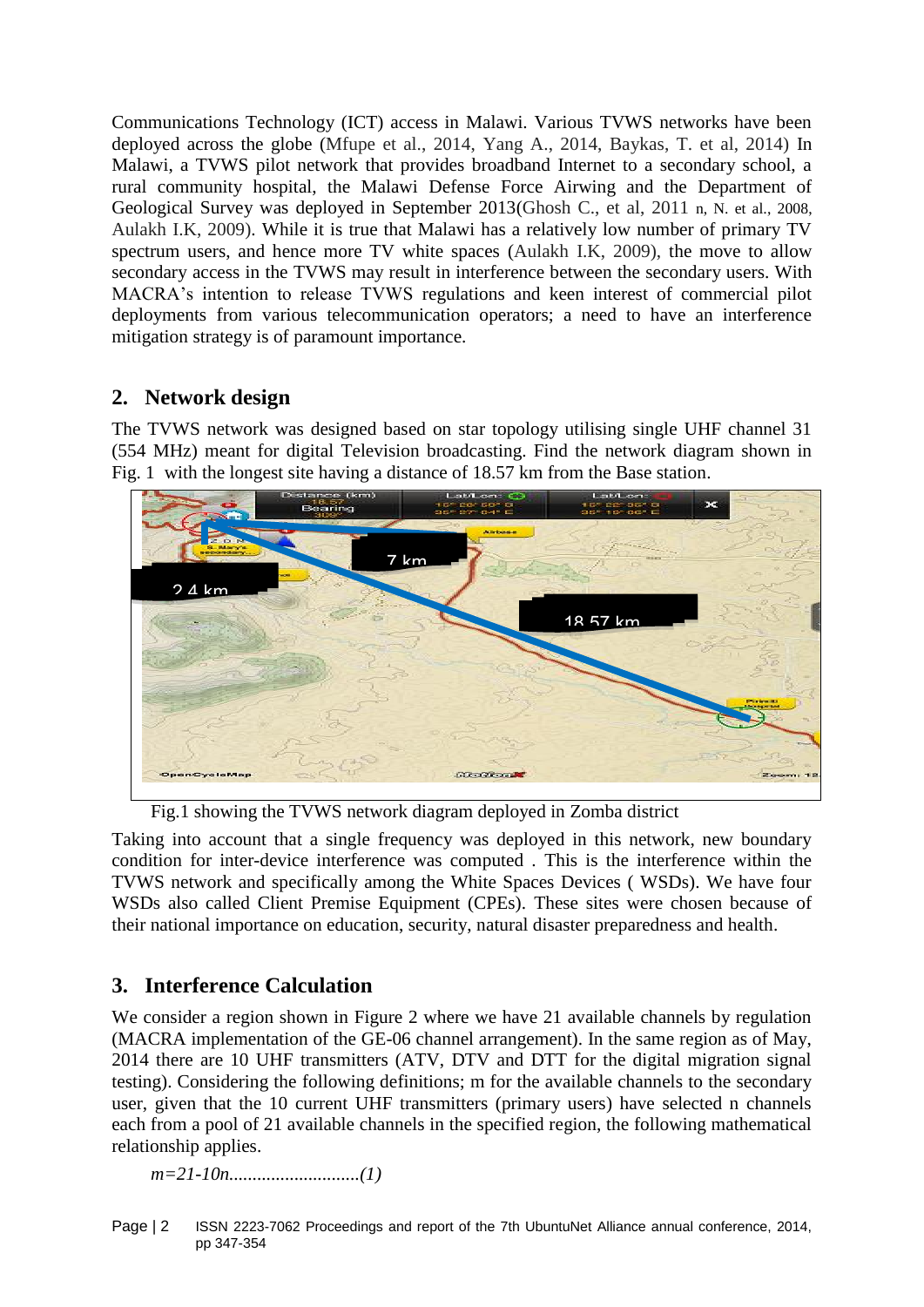Communications Technology (ICT) access in Malawi. Various TVWS networks have been deployed across the globe (Mfupe et al., 2014, Yang A., 2014, Baykas, T. et al, 2014) In Malawi, a TVWS pilot network that provides broadband Internet to a secondary school, a rural community hospital, the Malawi Defense Force Airwing and the Department of Geological Survey was deployed in September 2013(Ghosh C., et al, 2011 n, N. et al., 2008, Aulakh I.K, 2009). While it is true that Malawi has a relatively low number of primary TV spectrum users, and hence more TV white spaces (Aulakh I.K, 2009), the move to allow secondary access in the TVWS may result in interference between the secondary users. With MACRA's intention to release TVWS regulations and keen interest of commercial pilot deployments from various telecommunication operators; a need to have an interference mitigation strategy is of paramount importance.

## 2. Network design

The TVWS network was designed based on star topology utilising single UHF channel 31 (554 MHz) meant for digital Television broadcasting. Find the network diagram shown in Fig. 1 with the longest site having a distance of 18.57 km from the Base station.

Fig.1 showing the TVWS network diagram deployed in Zomba district

Taking into account that a single frequency was deployed in this network, new boundary condition for inter-device interference was computed . This is the interference within the TVWS network and specifically among the White Spaces Devices ( WSDs). We have four WSDs also called Client Premise Equipment (CPEs). These sites were chosen because of their national importance on education, security, natural disaster preparedness and health.

## 3. Interference Calculation

We consider a region shown in Figure 2 where we have 21 available channels by regulation (MACRA implementation of the GE-06 channel arrangement). In the same region as of May, 2014 there are 10 UHF transmitters (ATV, DTV and DTT for the digital migration signal testing). Considering the following definitions; m for the available channels to the secondary user, given that the 10 current UHF transmitters (primary users) have selected n channels each from a pool of 21 available channels in the specified region, the following mathematical relationship applies.

$$m = 21 - 10n \qquad (1)$$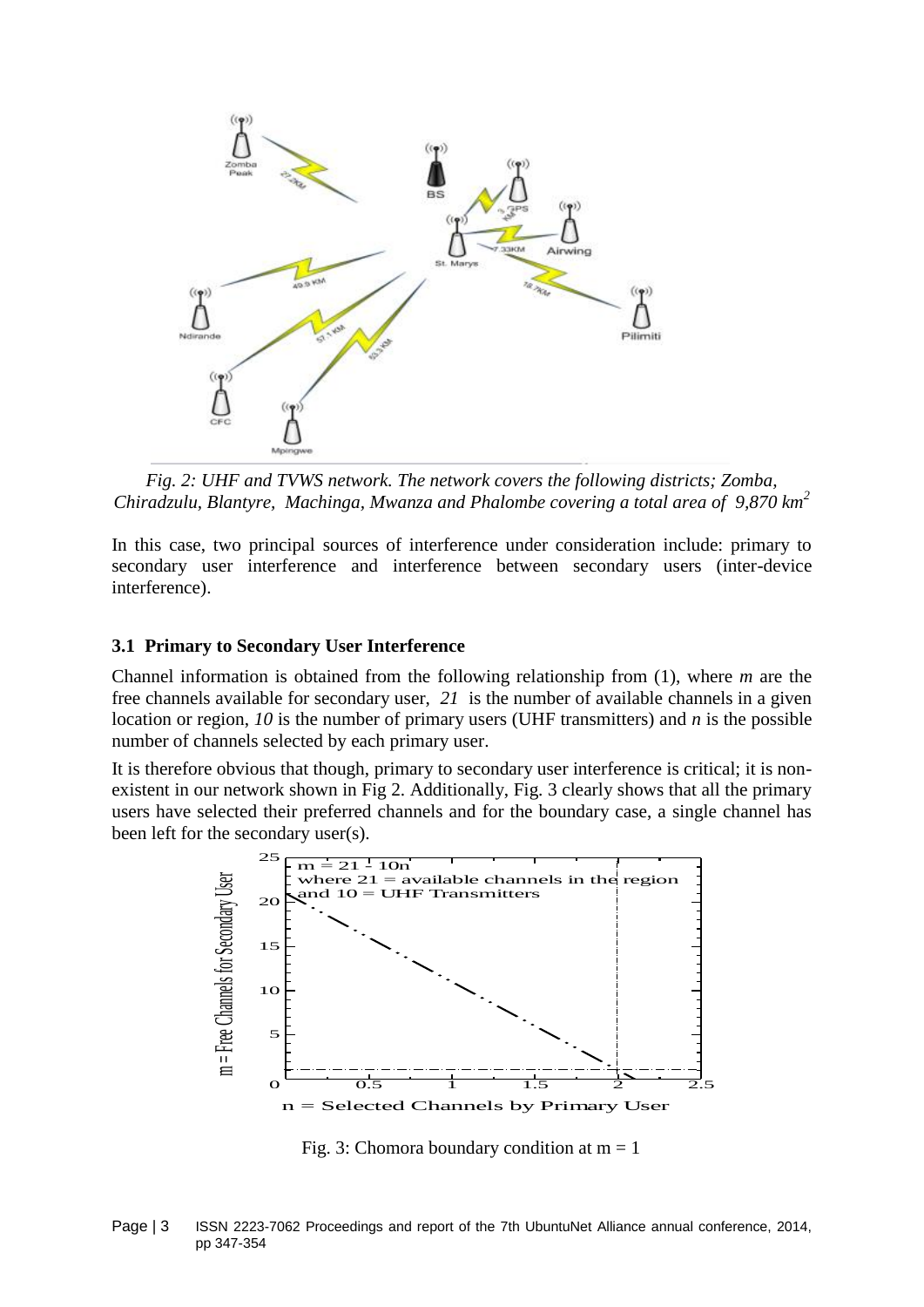*Fig. 2: UHF and TVWS network. The network covers the following districts; Zomba, Chiradzulu, Blantyre, Machinga, Mwanza and Phalombe covering a total area of 9,870 km²*

In this case, two principal sources of interference under consideration include: primary to secondary user interference and interference between secondary users (inter-device interference).

### 3.1 Primary to Secondary User Interference

Channel information is obtained from the following relationship from (1), where *m* are the free channels available for secondary user, *21* is the number of available channels in a given location or region, *10* is the number of primary users (UHF transmitters) and *n* is the possible number of channels selected by each primary user.

It is therefore obvious that though, primary to secondary user interference is critical; it is non-existent in our network shown in Fig 2. Additionally, Fig. 3 clearly shows that all the primary users have selected their preferred channels and for the boundary case, a single channel has been left for the secondary user(s).

Fig. 3: Chomora boundary condition at $m = 1$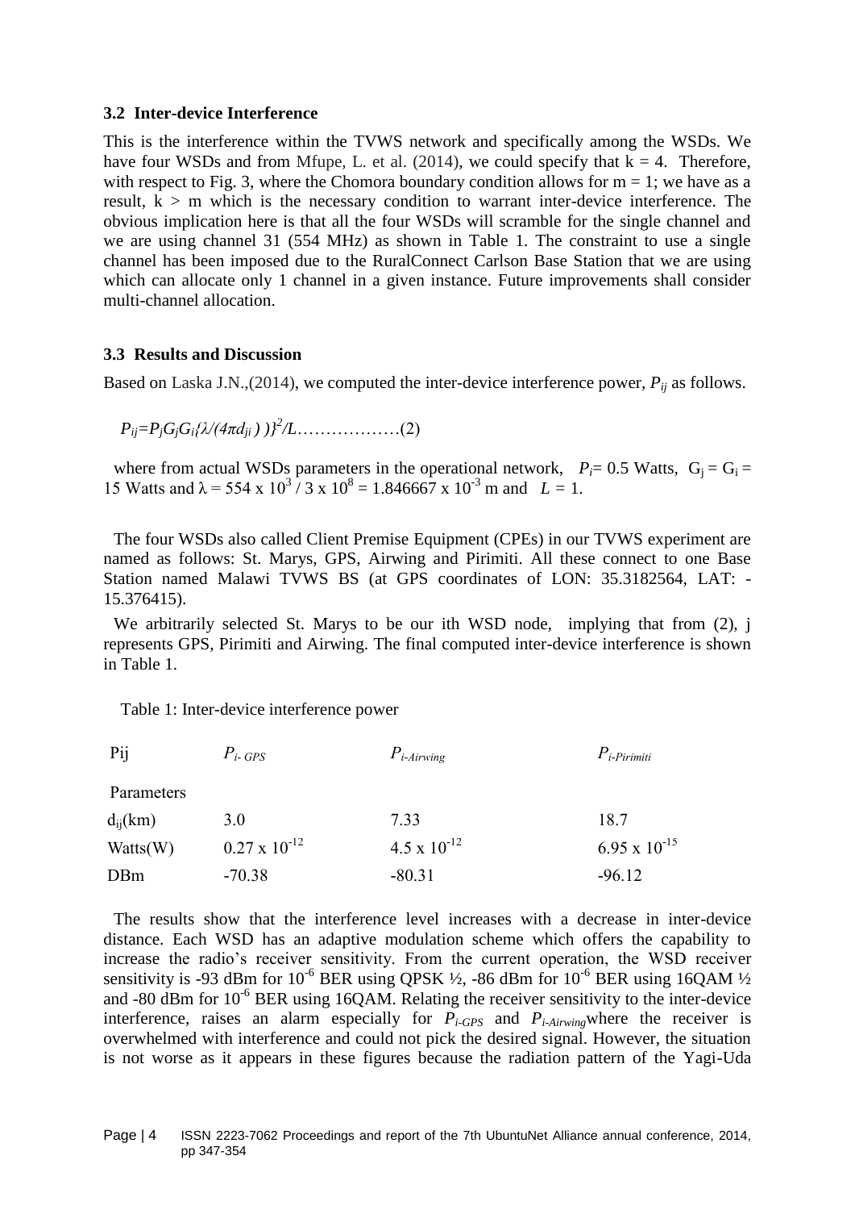### 3.2 Inter-device Interference

This is the interference within the TVWS network and specifically among the WSDs. We have four WSDs and from Mfupe, L. et al. (2014), we could specify that $k = 4$. Therefore, with respect to Fig. 3, where the Chomora boundary condition allows for $m = 1$; we have as a result, $k > m$ which is the necessary condition to warrant inter-device interference. The obvious implication here is that all the four WSDs will scramble for the single channel and we are using channel 31 (554 MHz) as shown in Table 1. The constraint to use a single channel has been imposed due to the RuralConnect Carlson Base Station that we are using which can allocate only 1 channel in a given instance. Future improvements shall consider multi-channel allocation.

### 3.3 Results and Discussion

Based on Laska J.N.,(2014), we computed the inter-device interference power, $P_{ij}$ as follows.

$$P_{ij}=P_jG_jG_i\{\lambda/(4\pi d_{ji}))\}^2/L \ldots\ldots\ldots\ldots\ldots\ldots(2)$$

where from actual WSDs parameters in the operational network, $P_i = 0.5$ Watts, $G_j = G_i = 15$ Watts and $\lambda = 554 \times 10^3 / 3 \times 10^8 = 1.846667 \times 10^{-3}$ m and $L = 1$.

The four WSDs also called Client Premise Equipment (CPEs) in our TVWS experiment are named as follows: St. Marys, GPS, Airwing and Pirimiti. All these connect to one Base Station named Malawi TVWS BS (at GPS coordinates of LON: 35.3182564, LAT: -15.376415).

We arbitrarily selected St. Marys to be our ith WSD node, implying that from (2), j represents GPS, Pirimiti and Airwing. The final computed inter-device interference is shown in Table 1.

Table 1: Inter-device interference power

| Pij | $P_{i\text{-}GPS}$ | $P_{i\text{-}Airwing}$ | $P_{i\text{-}Pirimiti}$ |
|---|---|---|---|
| Parameters | | | |
| $d_{ij}$(km) | 3.0 | 7.33 | 18.7 |
| Watts(W) | $0.27 \times 10^{-12}$ | $4.5 \times 10^{-12}$ | $6.95 \times 10^{-15}$ |
| DBm | -70.38 | -80.31 | -96.12 |

The results show that the interference level increases with a decrease in inter-device distance. Each WSD has an adaptive modulation scheme which offers the capability to increase the radio's receiver sensitivity. From the current operation, the WSD receiver sensitivity is -93 dBm for $10^{-6}$ BER using QPSK ½, -86 dBm for $10^{-6}$ BER using 16QAM ½ and -80 dBm for $10^{-6}$ BER using 16QAM. Relating the receiver sensitivity to the inter-device interference, raises an alarm especially for $P_{i\text{-}GPS}$ and $P_{i\text{-}Airwing}$ where the receiver is overwhelmed with interference and could not pick the desired signal. However, the situation is not worse as it appears in these figures because the radiation pattern of the Yagi-Uda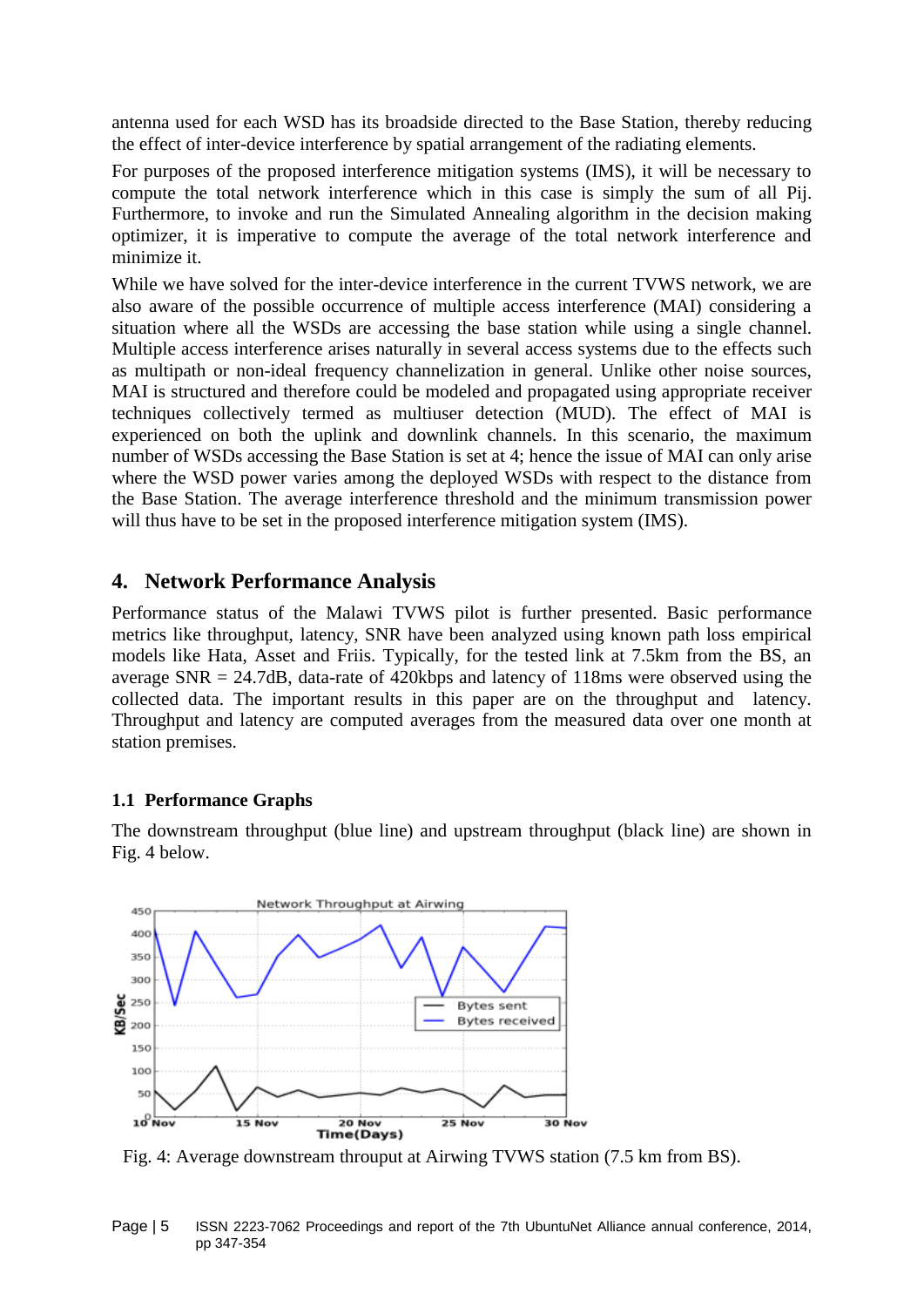antenna used for each WSD has its broadside directed to the Base Station, thereby reducing the effect of inter-device interference by spatial arrangement of the radiating elements.

For purposes of the proposed interference mitigation systems (IMS), it will be necessary to compute the total network interference which in this case is simply the sum of all Pij. Furthermore, to invoke and run the Simulated Annealing algorithm in the decision making optimizer, it is imperative to compute the average of the total network interference and minimize it.

While we have solved for the inter-device interference in the current TVWS network, we are also aware of the possible occurrence of multiple access interference (MAI) considering a situation where all the WSDs are accessing the base station while using a single channel. Multiple access interference arises naturally in several access systems due to the effects such as multipath or non-ideal frequency channelization in general. Unlike other noise sources, MAI is structured and therefore could be modeled and propagated using appropriate receiver techniques collectively termed as multiuser detection (MUD). The effect of MAI is experienced on both the uplink and downlink channels. In this scenario, the maximum number of WSDs accessing the Base Station is set at 4; hence the issue of MAI can only arise where the WSD power varies among the deployed WSDs with respect to the distance from the Base Station. The average interference threshold and the minimum transmission power will thus have to be set in the proposed interference mitigation system (IMS).

## 4. Network Performance Analysis

Performance status of the Malawi TVWS pilot is further presented. Basic performance metrics like throughput, latency, SNR have been analyzed using known path loss empirical models like Hata, Asset and Friis. Typically, for the tested link at 7.5km from the BS, an average SNR = 24.7dB, data-rate of 420kbps and latency of 118ms were observed using the collected data. The important results in this paper are on the throughput and latency. Throughput and latency are computed averages from the measured data over one month at station premises.

### 1.1 Performance Graphs

The downstream throughput (blue line) and upstream throughput (black line) are shown in Fig. 4 below.

Fig. 4: Average downstream throuput at Airwing TVWS station (7.5 km from BS).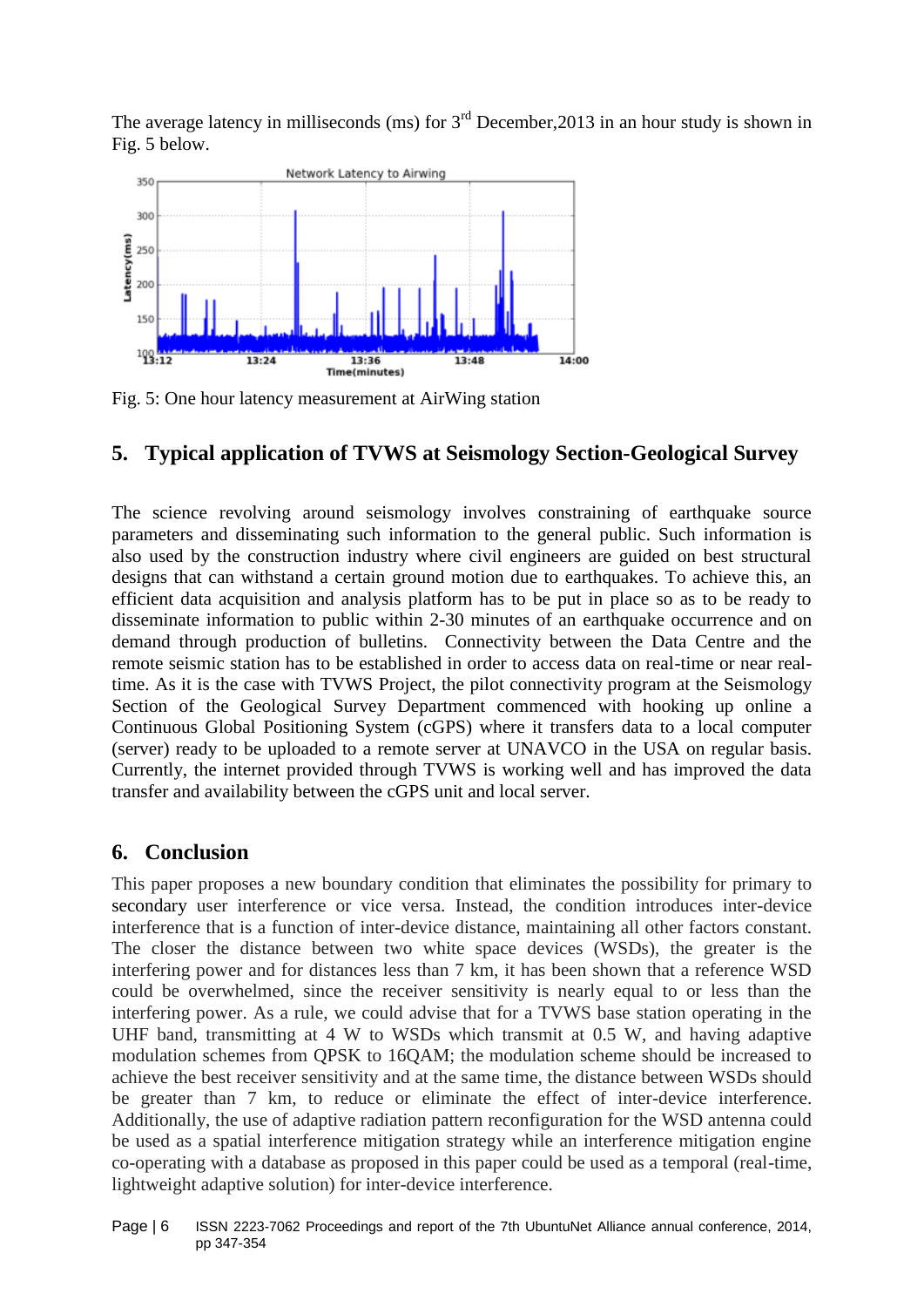The average latency in milliseconds (ms) for 3[rd] December,2013 in an hour study is shown in Fig. 5 below.

Fig. 5: One hour latency measurement at AirWing station

## 5. Typical application of TVWS at Seismology Section-Geological Survey

The science revolving around seismology involves constraining of earthquake source parameters and disseminating such information to the general public. Such information is also used by the construction industry where civil engineers are guided on best structural designs that can withstand a certain ground motion due to earthquakes. To achieve this, an efficient data acquisition and analysis platform has to be put in place so as to be ready to disseminate information to public within 2-30 minutes of an earthquake occurrence and on demand through production of bulletins. Connectivity between the Data Centre and the remote seismic station has to be established in order to access data on real-time or near real-time. As it is the case with TVWS Project, the pilot connectivity program at the Seismology Section of the Geological Survey Department commenced with hooking up online a Continuous Global Positioning System (cGPS) where it transfers data to a local computer (server) ready to be uploaded to a remote server at UNAVCO in the USA on regular basis. Currently, the internet provided through TVWS is working well and has improved the data transfer and availability between the cGPS unit and local server.

## 6. Conclusion

This paper proposes a new boundary condition that eliminates the possibility for primary to secondary user interference or vice versa. Instead, the condition introduces inter-device interference that is a function of inter-device distance, maintaining all other factors constant. The closer the distance between two white space devices (WSDs), the greater is the interfering power and for distances less than 7 km, it has been shown that a reference WSD could be overwhelmed, since the receiver sensitivity is nearly equal to or less than the interfering power. As a rule, we could advise that for a TVWS base station operating in the UHF band, transmitting at 4 W to WSDs which transmit at 0.5 W, and having adaptive modulation schemes from QPSK to 16QAM; the modulation scheme should be increased to achieve the best receiver sensitivity and at the same time, the distance between WSDs should be greater than 7 km, to reduce or eliminate the effect of inter-device interference. Additionally, the use of adaptive radiation pattern reconfiguration for the WSD antenna could be used as a spatial interference mitigation strategy while an interference mitigation engine co-operating with a database as proposed in this paper could be used as a temporal (real-time, lightweight adaptive solution) for inter-device interference.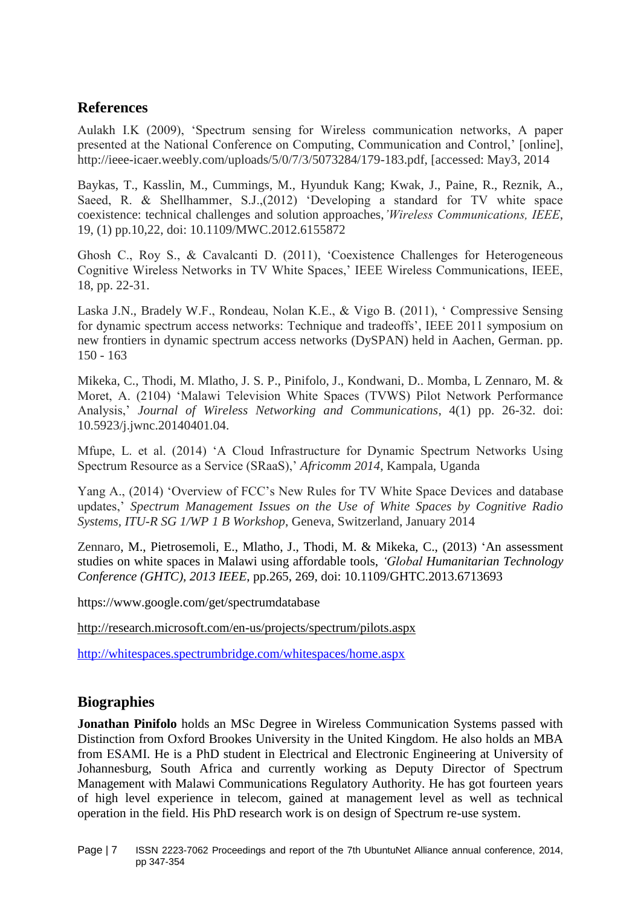## References

Aulakh I.K (2009), 'Spectrum sensing for Wireless communication networks, A paper presented at the National Conference on Computing, Communication and Control,' [online], http://ieee-icaer.weebly.com/uploads/5/0/7/3/5073284/179-183.pdf, [accessed: May3, 2014

Baykas, T., Kasslin, M., Cummings, M., Hyunduk Kang; Kwak, J., Paine, R., Reznik, A., Saeed, R. & Shellhammer, S.J.,(2012) 'Developing a standard for TV white space coexistence: technical challenges and solution approaches,*'Wireless Communications, IEEE*, 19, (1) pp.10,22, doi: 10.1109/MWC.2012.6155872

Ghosh C., Roy S., & Cavalcanti D. (2011), 'Coexistence Challenges for Heterogeneous Cognitive Wireless Networks in TV White Spaces,' IEEE Wireless Communications, IEEE, 18, pp. 22-31.

Laska J.N., Bradely W.F., Rondeau, Nolan K.E., & Vigo B. (2011), ' Compressive Sensing for dynamic spectrum access networks: Technique and tradeoffs', IEEE 2011 symposium on new frontiers in dynamic spectrum access networks (DySPAN) held in Aachen, German. pp. 150 - 163

Mikeka, C., Thodi, M. Mlatho, J. S. P., Pinifolo, J., Kondwani, D.. Momba, L Zennaro, M. & Moret, A. (2104) 'Malawi Television White Spaces (TVWS) Pilot Network Performance Analysis,' *Journal of Wireless Networking and Communications*, 4(1) pp. 26-32. doi: 10.5923/j.jwnc.20140401.04.

Mfupe, L. et al. (2014) 'A Cloud Infrastructure for Dynamic Spectrum Networks Using Spectrum Resource as a Service (SRaaS),' *Africomm 2014*, Kampala, Uganda

Yang A., (2014) 'Overview of FCC's New Rules for TV White Space Devices and database updates,' *Spectrum Management Issues on the Use of White Spaces by Cognitive Radio Systems, ITU-R SG 1/WP 1 B Workshop*, Geneva, Switzerland, January 2014

Zennaro, M., Pietrosemoli, E., Mlatho, J., Thodi, M. & Mikeka, C., (2013) 'An assessment studies on white spaces in Malawi using affordable tools, *'Global Humanitarian Technology Conference (GHTC), 2013 IEEE*, pp.265, 269, doi: 10.1109/GHTC.2013.6713693

https://www.google.com/get/spectrumdatabase

http://research.microsoft.com/en-us/projects/spectrum/pilots.aspx

http://whitespaces.spectrumbridge.com/whitespaces/home.aspx

## Biographies

**Jonathan Pinifolo** holds an MSc Degree in Wireless Communication Systems passed with Distinction from Oxford Brookes University in the United Kingdom. He also holds an MBA from ESAMI. He is a PhD student in Electrical and Electronic Engineering at University of Johannesburg, South Africa and currently working as Deputy Director of Spectrum Management with Malawi Communications Regulatory Authority. He has got fourteen years of high level experience in telecom, gained at management level as well as technical operation in the field. His PhD research work is on design of Spectrum re-use system.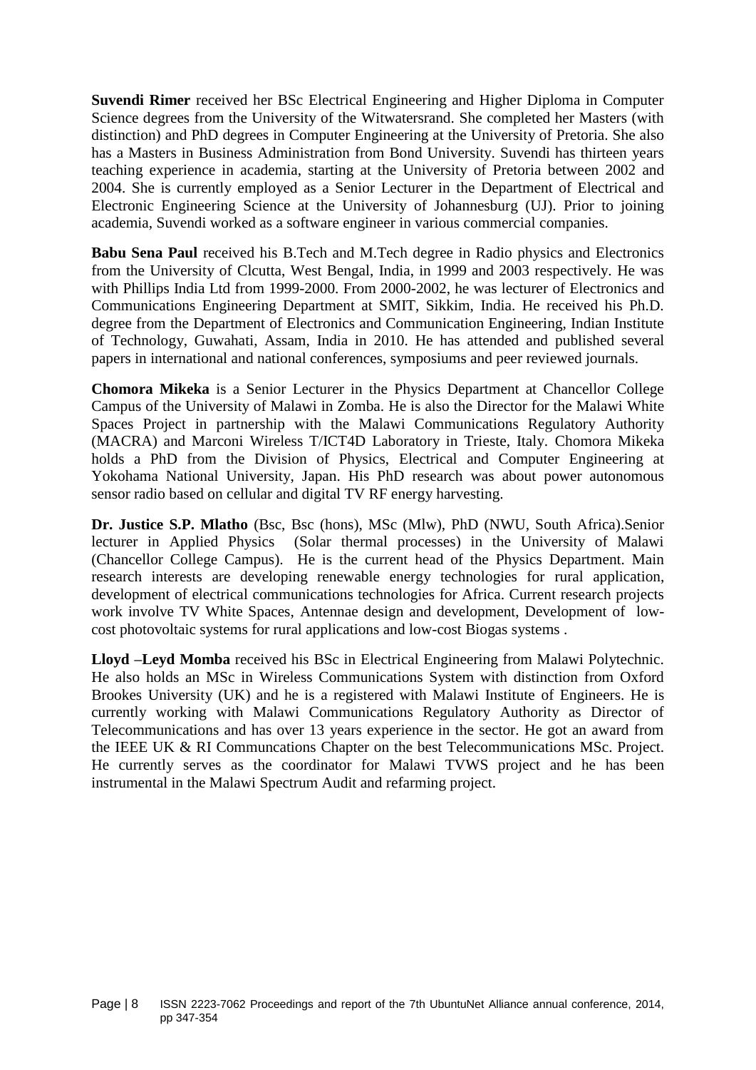**Suvendi Rimer** received her BSc Electrical Engineering and Higher Diploma in Computer Science degrees from the University of the Witwatersrand. She completed her Masters (with distinction) and PhD degrees in Computer Engineering at the University of Pretoria. She also has a Masters in Business Administration from Bond University. Suvendi has thirteen years teaching experience in academia, starting at the University of Pretoria between 2002 and 2004. She is currently employed as a Senior Lecturer in the Department of Electrical and Electronic Engineering Science at the University of Johannesburg (UJ). Prior to joining academia, Suvendi worked as a software engineer in various commercial companies.

**Babu Sena Paul** received his B.Tech and M.Tech degree in Radio physics and Electronics from the University of Clcutta, West Bengal, India, in 1999 and 2003 respectively. He was with Phillips India Ltd from 1999-2000. From 2000-2002, he was lecturer of Electronics and Communications Engineering Department at SMIT, Sikkim, India. He received his Ph.D. degree from the Department of Electronics and Communication Engineering, Indian Institute of Technology, Guwahati, Assam, India in 2010. He has attended and published several papers in international and national conferences, symposiums and peer reviewed journals.

**Chomora Mikeka** is a Senior Lecturer in the Physics Department at Chancellor College Campus of the University of Malawi in Zomba. He is also the Director for the Malawi White Spaces Project in partnership with the Malawi Communications Regulatory Authority (MACRA) and Marconi Wireless T/ICT4D Laboratory in Trieste, Italy. Chomora Mikeka holds a PhD from the Division of Physics, Electrical and Computer Engineering at Yokohama National University, Japan. His PhD research was about power autonomous sensor radio based on cellular and digital TV RF energy harvesting.

**Dr. Justice S.P. Mlatho** (Bsc, Bsc (hons), MSc (Mlw), PhD (NWU, South Africa).Senior lecturer in Applied Physics (Solar thermal processes) in the University of Malawi (Chancellor College Campus). He is the current head of the Physics Department. Main research interests are developing renewable energy technologies for rural application, development of electrical communications technologies for Africa. Current research projects work involve TV White Spaces, Antennae design and development, Development of low-cost photovoltaic systems for rural applications and low-cost Biogas systems .

**Lloyd –Leyd Momba** received his BSc in Electrical Engineering from Malawi Polytechnic. He also holds an MSc in Wireless Communications System with distinction from Oxford Brookes University (UK) and he is a registered with Malawi Institute of Engineers. He is currently working with Malawi Communications Regulatory Authority as Director of Telecommunications and has over 13 years experience in the sector. He got an award from the IEEE UK & RI Communcations Chapter on the best Telecommunications MSc. Project. He currently serves as the coordinator for Malawi TVWS project and he has been instrumental in the Malawi Spectrum Audit and refarming project.